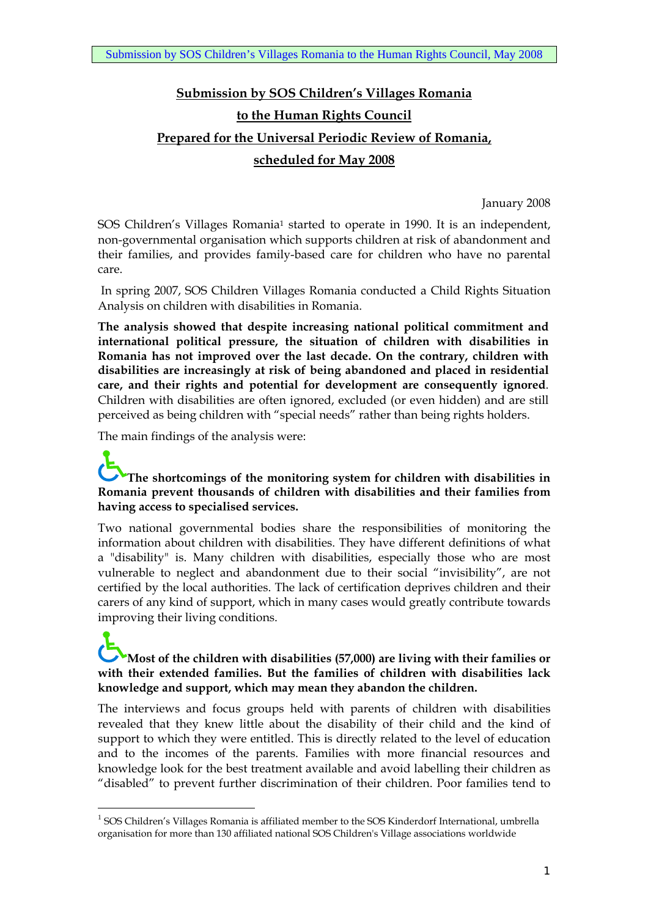# Submission by SOS Children's Villages Romania to the Human Rights Council Prepared for the Universal Periodic Review of Romania, scheduled for May 2008

January 2008

SOS Children's Villages Romania[1] started to operate in 1990. It is an independent, non-governmental organisation which supports children at risk of abandonment and their families, and provides family-based care for children who have no parental care.

In spring 2007, SOS Children Villages Romania conducted a Child Rights Situation Analysis on children with disabilities in Romania.

**The analysis showed that despite increasing national political commitment and international political pressure, the situation of children with disabilities in Romania has not improved over the last decade. On the contrary, children with disabilities are increasingly at risk of being abandoned and placed in residential care, and their rights and potential for development are consequently ignored**. Children with disabilities are often ignored, excluded (or even hidden) and are still perceived as being children with "special needs" rather than being rights holders.

The main findings of the analysis were:

**The shortcomings of the monitoring system for children with disabilities in Romania prevent thousands of children with disabilities and their families from having access to specialised services.**

Two national governmental bodies share the responsibilities of monitoring the information about children with disabilities. They have different definitions of what a "disability" is. Many children with disabilities, especially those who are most vulnerable to neglect and abandonment due to their social "invisibility", are not certified by the local authorities. The lack of certification deprives children and their carers of any kind of support, which in many cases would greatly contribute towards improving their living conditions.

**Most of the children with disabilities (57,000) are living with their families or with their extended families. But the families of children with disabilities lack knowledge and support, which may mean they abandon the children.**

The interviews and focus groups held with parents of children with disabilities revealed that they knew little about the disability of their child and the kind of support to which they were entitled. This is directly related to the level of education and to the incomes of the parents. Families with more financial resources and knowledge look for the best treatment available and avoid labelling their children as "disabled" to prevent further discrimination of their children. Poor families tend to

---

[1] SOS Children's Villages Romania is affiliated member to the SOS Kinderdorf International, umbrella organisation for more than 130 affiliated national SOS Children's Village associations worldwide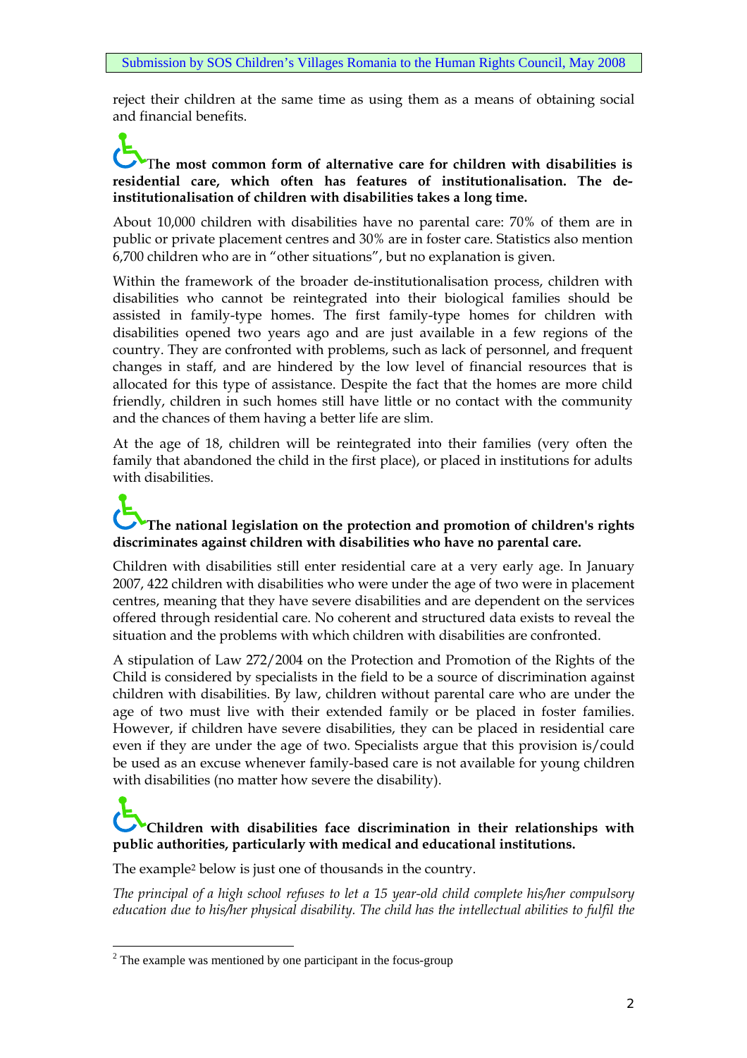reject their children at the same time as using them as a means of obtaining social and financial benefits.

**The most common form of alternative care for children with disabilities is residential care, which often has features of institutionalisation. The de-institutionalisation of children with disabilities takes a long time.**

About 10,000 children with disabilities have no parental care: 70% of them are in public or private placement centres and 30% are in foster care. Statistics also mention 6,700 children who are in "other situations", but no explanation is given.

Within the framework of the broader de-institutionalisation process, children with disabilities who cannot be reintegrated into their biological families should be assisted in family-type homes. The first family-type homes for children with disabilities opened two years ago and are just available in a few regions of the country. They are confronted with problems, such as lack of personnel, and frequent changes in staff, and are hindered by the low level of financial resources that is allocated for this type of assistance. Despite the fact that the homes are more child friendly, children in such homes still have little or no contact with the community and the chances of them having a better life are slim.

At the age of 18, children will be reintegrated into their families (very often the family that abandoned the child in the first place), or placed in institutions for adults with disabilities.

**The national legislation on the protection and promotion of children's rights discriminates against children with disabilities who have no parental care.**

Children with disabilities still enter residential care at a very early age. In January 2007, 422 children with disabilities who were under the age of two were in placement centres, meaning that they have severe disabilities and are dependent on the services offered through residential care. No coherent and structured data exists to reveal the situation and the problems with which children with disabilities are confronted.

A stipulation of Law 272/2004 on the Protection and Promotion of the Rights of the Child is considered by specialists in the field to be a source of discrimination against children with disabilities. By law, children without parental care who are under the age of two must live with their extended family or be placed in foster families. However, if children have severe disabilities, they can be placed in residential care even if they are under the age of two. Specialists argue that this provision is/could be used as an excuse whenever family-based care is not available for young children with disabilities (no matter how severe the disability).

**Children with disabilities face discrimination in their relationships with public authorities, particularly with medical and educational institutions.**

The example[2] below is just one of thousands in the country.

*The principal of a high school refuses to let a 15 year-old child complete his/her compulsory education due to his/her physical disability. The child has the intellectual abilities to fulfil the*

[2] The example was mentioned by one participant in the focus-group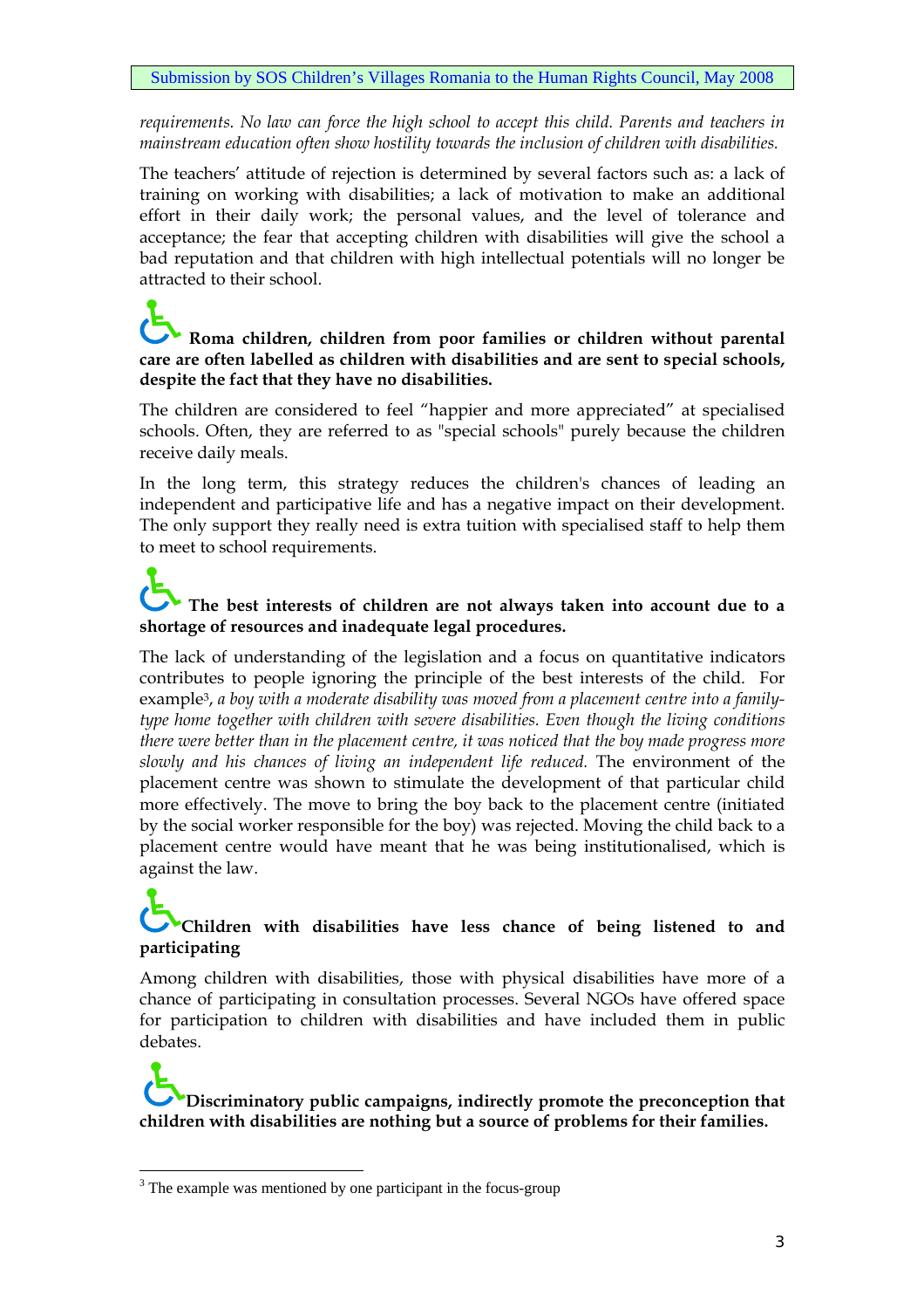*requirements. No law can force the high school to accept this child. Parents and teachers in mainstream education often show hostility towards the inclusion of children with disabilities.*

The teachers' attitude of rejection is determined by several factors such as: a lack of training on working with disabilities; a lack of motivation to make an additional effort in their daily work; the personal values, and the level of tolerance and acceptance; the fear that accepting children with disabilities will give the school a bad reputation and that children with high intellectual potentials will no longer be attracted to their school.

**Roma children, children from poor families or children without parental care are often labelled as children with disabilities and are sent to special schools, despite the fact that they have no disabilities.**

The children are considered to feel "happier and more appreciated" at specialised schools. Often, they are referred to as "special schools" purely because the children receive daily meals.

In the long term, this strategy reduces the children's chances of leading an independent and participative life and has a negative impact on their development. The only support they really need is extra tuition with specialised staff to help them to meet to school requirements.

**The best interests of children are not always taken into account due to a shortage of resources and inadequate legal procedures.**

The lack of understanding of the legislation and a focus on quantitative indicators contributes to people ignoring the principle of the best interests of the child. For example[3], *a boy with a moderate disability was moved from a placement centre into a family-type home together with children with severe disabilities. Even though the living conditions there were better than in the placement centre, it was noticed that the boy made progress more slowly and his chances of living an independent life reduced.* The environment of the placement centre was shown to stimulate the development of that particular child more effectively. The move to bring the boy back to the placement centre (initiated by the social worker responsible for the boy) was rejected. Moving the child back to a placement centre would have meant that he was being institutionalised, which is against the law.

**Children with disabilities have less chance of being listened to and participating**

Among children with disabilities, those with physical disabilities have more of a chance of participating in consultation processes. Several NGOs have offered space for participation to children with disabilities and have included them in public debates.

**Discriminatory public campaigns, indirectly promote the preconception that children with disabilities are nothing but a source of problems for their families.**

[3] The example was mentioned by one participant in the focus-group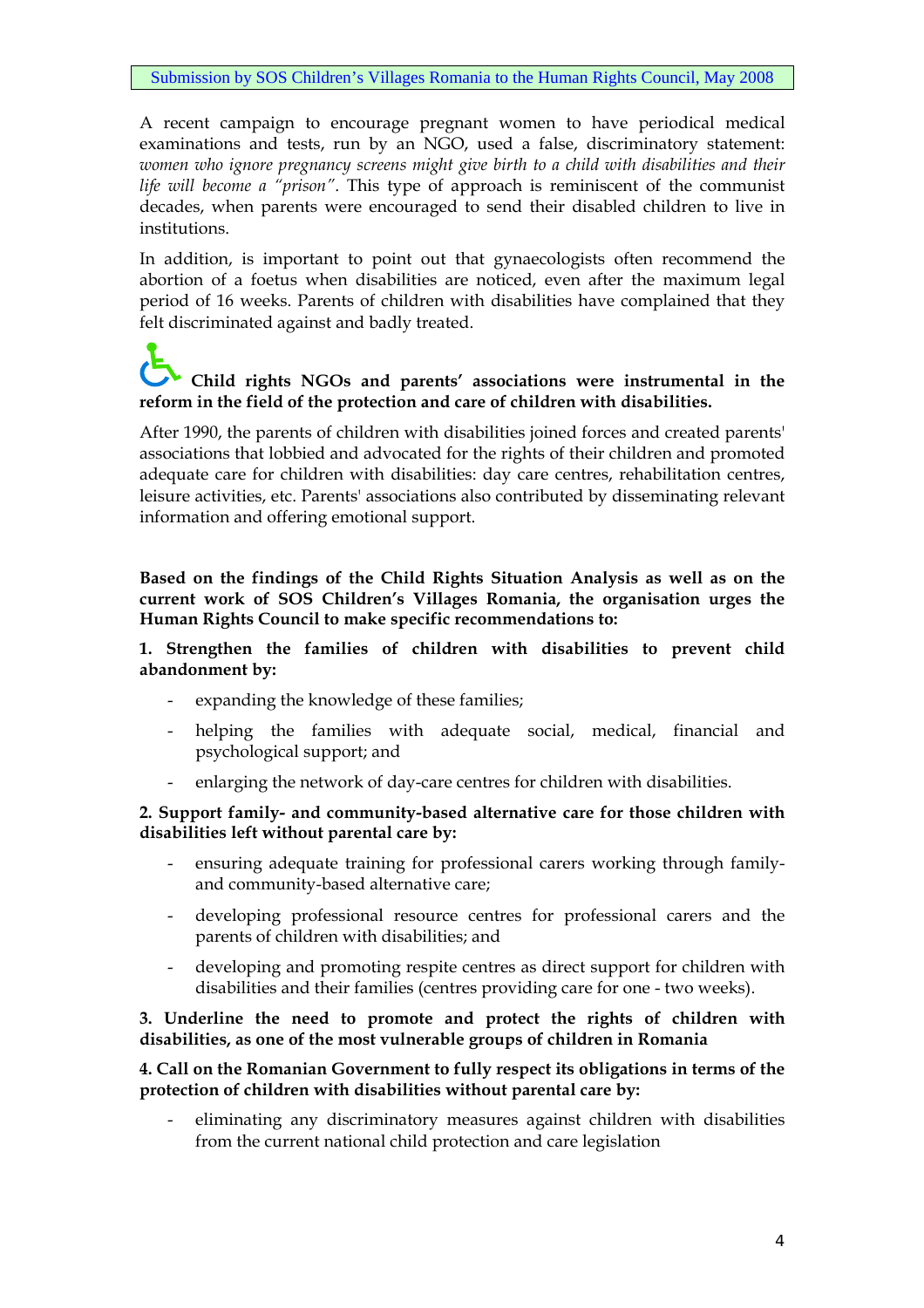A recent campaign to encourage pregnant women to have periodical medical examinations and tests, run by an NGO, used a false, discriminatory statement: *women who ignore pregnancy screens might give birth to a child with disabilities and their life will become a "prison"*. This type of approach is reminiscent of the communist decades, when parents were encouraged to send their disabled children to live in institutions.

In addition, is important to point out that gynaecologists often recommend the abortion of a foetus when disabilities are noticed, even after the maximum legal period of 16 weeks. Parents of children with disabilities have complained that they felt discriminated against and badly treated.

**Child rights NGOs and parents' associations were instrumental in the reform in the field of the protection and care of children with disabilities.**

After 1990, the parents of children with disabilities joined forces and created parents' associations that lobbied and advocated for the rights of their children and promoted adequate care for children with disabilities: day care centres, rehabilitation centres, leisure activities, etc. Parents' associations also contributed by disseminating relevant information and offering emotional support.

**Based on the findings of the Child Rights Situation Analysis as well as on the current work of SOS Children's Villages Romania, the organisation urges the Human Rights Council to make specific recommendations to:**

**1. Strengthen the families of children with disabilities to prevent child abandonment by:**

- expanding the knowledge of these families;
- helping the families with adequate social, medical, financial and psychological support; and
- enlarging the network of day-care centres for children with disabilities.

**2. Support family- and community-based alternative care for those children with disabilities left without parental care by:**

- ensuring adequate training for professional carers working through family- and community-based alternative care;
- developing professional resource centres for professional carers and the parents of children with disabilities; and
- developing and promoting respite centres as direct support for children with disabilities and their families (centres providing care for one - two weeks).

**3. Underline the need to promote and protect the rights of children with disabilities, as one of the most vulnerable groups of children in Romania**

**4. Call on the Romanian Government to fully respect its obligations in terms of the protection of children with disabilities without parental care by:**

- eliminating any discriminatory measures against children with disabilities from the current national child protection and care legislation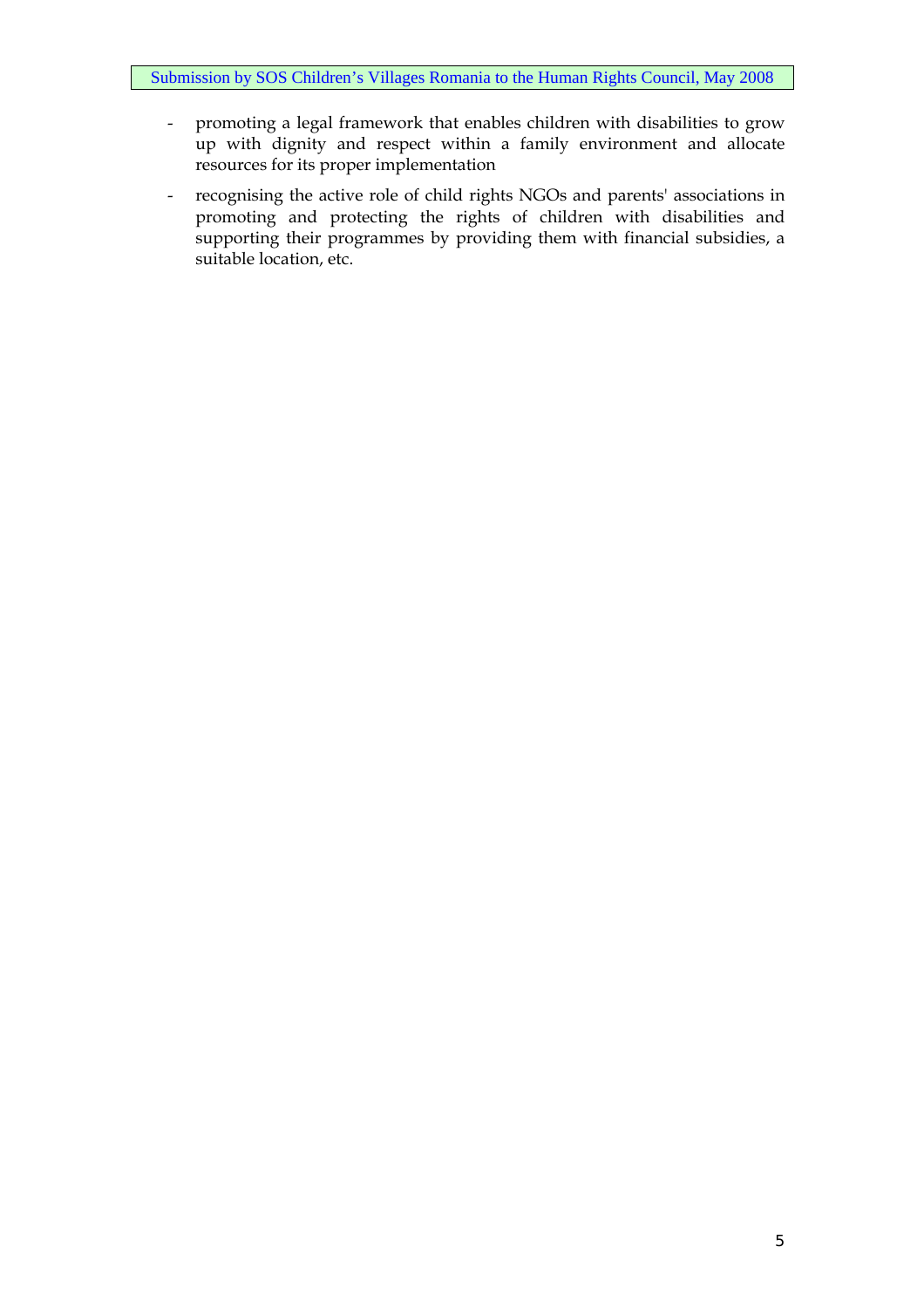- promoting a legal framework that enables children with disabilities to grow up with dignity and respect within a family environment and allocate resources for its proper implementation
- recognising the active role of child rights NGOs and parents' associations in promoting and protecting the rights of children with disabilities and supporting their programmes by providing them with financial subsidies, a suitable location, etc.